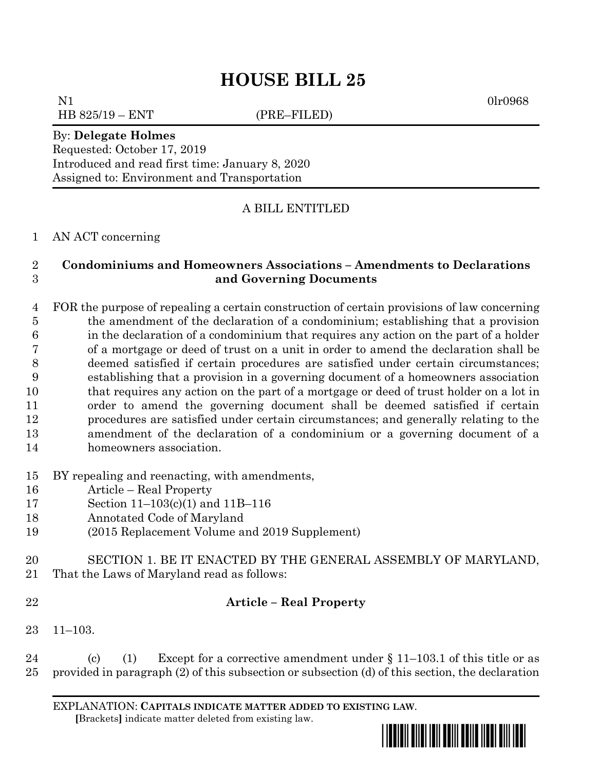# HOUSE BILL 25

N1 0lr0968
HB 825/19 – ENT (PRE–FILED)

By: **Delegate Holmes**
Requested: October 17, 2019
Introduced and read first time: January 8, 2020
Assigned to: Environment and Transportation

A BILL ENTITLED

1 AN ACT concerning

2 **Condominiums and Homeowners Associations – Amendments to Declarations**
3 **and Governing Documents**

4 FOR the purpose of repealing a certain construction of certain provisions of law concerning
5 the amendment of the declaration of a condominium; establishing that a provision
6 in the declaration of a condominium that requires any action on the part of a holder
7 of a mortgage or deed of trust on a unit in order to amend the declaration shall be
8 deemed satisfied if certain procedures are satisfied under certain circumstances;
9 establishing that a provision in a governing document of a homeowners association
10 that requires any action on the part of a mortgage or deed of trust holder on a lot in
11 order to amend the governing document shall be deemed satisfied if certain
12 procedures are satisfied under certain circumstances; and generally relating to the
13 amendment of the declaration of a condominium or a governing document of a
14 homeowners association.

15 BY repealing and reenacting, with amendments,
16 Article – Real Property
17 Section 11–103(c)(1) and 11B–116
18 Annotated Code of Maryland
19 (2015 Replacement Volume and 2019 Supplement)

20 SECTION 1. BE IT ENACTED BY THE GENERAL ASSEMBLY OF MARYLAND,
21 That the Laws of Maryland read as follows:

22 **Article – Real Property**

23 11–103.

24 (c) (1) Except for a corrective amendment under § 11–103.1 of this title or as
25 provided in paragraph (2) of this subsection or subsection (d) of this section, the declaration

EXPLANATION: **CAPITALS INDICATE MATTER ADDED TO EXISTING LAW**.
**[**Brackets**]** indicate matter deleted from existing law.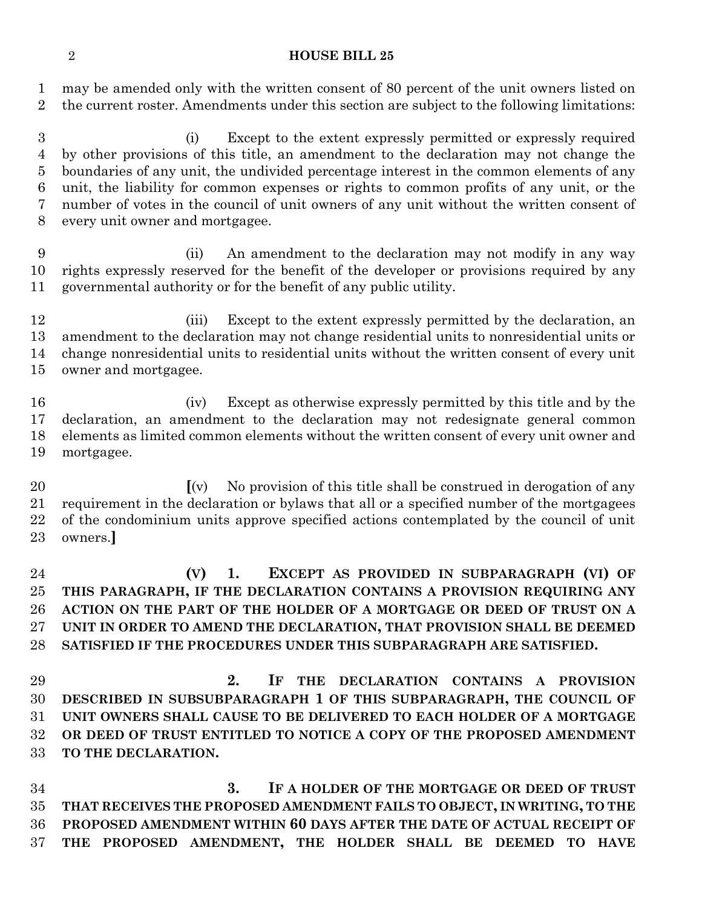may be amended only with the written consent of 80 percent of the unit owners listed on the current roster. Amendments under this section are subject to the following limitations:

(i) Except to the extent expressly permitted or expressly required by other provisions of this title, an amendment to the declaration may not change the boundaries of any unit, the undivided percentage interest in the common elements of any unit, the liability for common expenses or rights to common profits of any unit, or the number of votes in the council of unit owners of any unit without the written consent of every unit owner and mortgagee.

(ii) An amendment to the declaration may not modify in any way rights expressly reserved for the benefit of the developer or provisions required by any governmental authority or for the benefit of any public utility.

(iii) Except to the extent expressly permitted by the declaration, an amendment to the declaration may not change residential units to nonresidential units or change nonresidential units to residential units without the written consent of every unit owner and mortgagee.

(iv) Except as otherwise expressly permitted by this title and by the declaration, an amendment to the declaration may not redesignate general common elements as limited common elements without the written consent of every unit owner and mortgagee.

**[**(v) No provision of this title shall be construed in derogation of any requirement in the declaration or bylaws that all or a specified number of the mortgagees of the condominium units approve specified actions contemplated by the council of unit owners.**]**

**(V) 1. EXCEPT AS PROVIDED IN SUBPARAGRAPH (VI) OF THIS PARAGRAPH, IF THE DECLARATION CONTAINS A PROVISION REQUIRING ANY ACTION ON THE PART OF THE HOLDER OF A MORTGAGE OR DEED OF TRUST ON A UNIT IN ORDER TO AMEND THE DECLARATION, THAT PROVISION SHALL BE DEEMED SATISFIED IF THE PROCEDURES UNDER THIS SUBPARAGRAPH ARE SATISFIED.**

**2. IF THE DECLARATION CONTAINS A PROVISION DESCRIBED IN SUBSUBPARAGRAPH 1 OF THIS SUBPARAGRAPH, THE COUNCIL OF UNIT OWNERS SHALL CAUSE TO BE DELIVERED TO EACH HOLDER OF A MORTGAGE OR DEED OF TRUST ENTITLED TO NOTICE A COPY OF THE PROPOSED AMENDMENT TO THE DECLARATION.**

**3. IF A HOLDER OF THE MORTGAGE OR DEED OF TRUST THAT RECEIVES THE PROPOSED AMENDMENT FAILS TO OBJECT, IN WRITING, TO THE PROPOSED AMENDMENT WITHIN 60 DAYS AFTER THE DATE OF ACTUAL RECEIPT OF THE PROPOSED AMENDMENT, THE HOLDER SHALL BE DEEMED TO HAVE**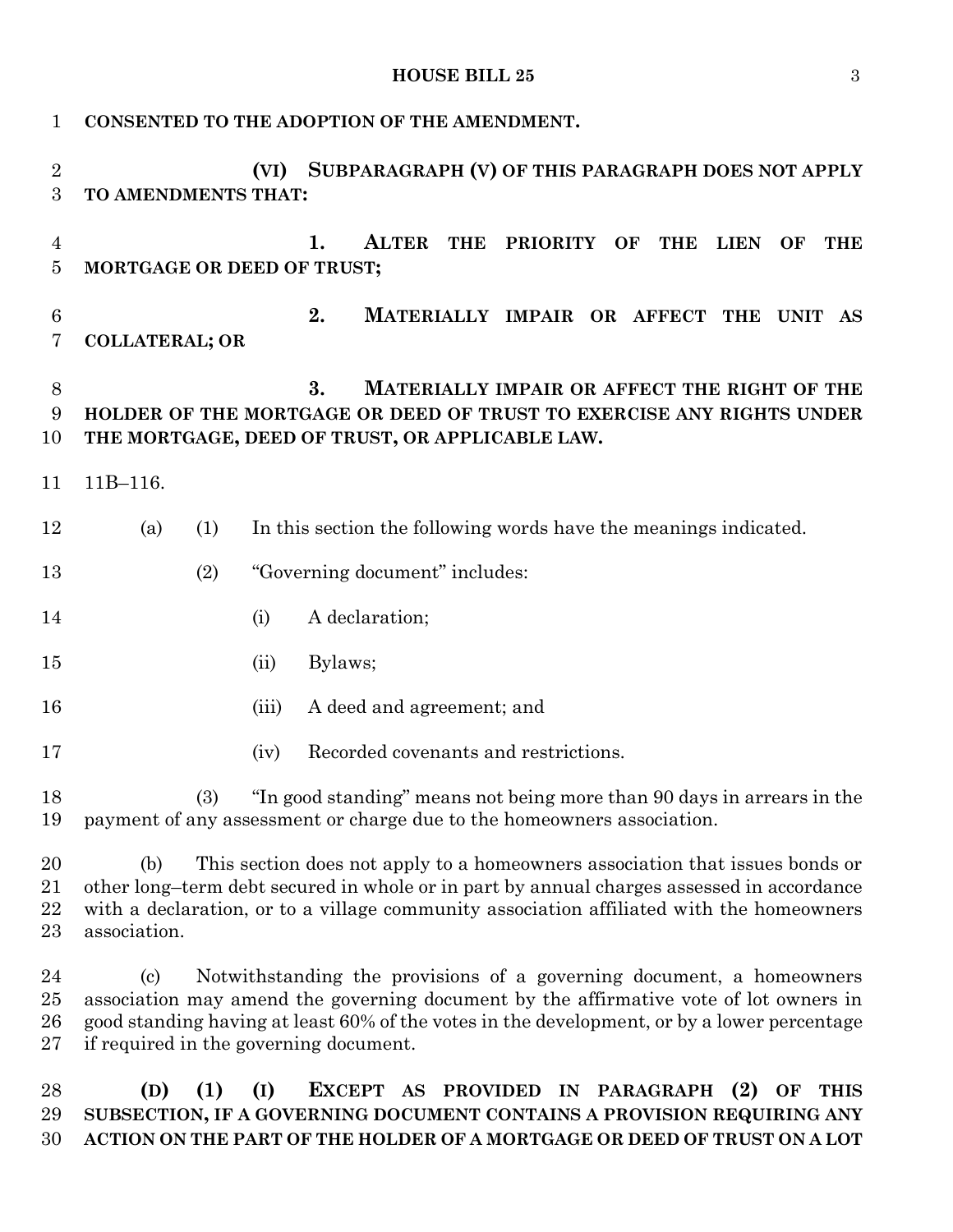**CONSENTED TO THE ADOPTION OF THE AMENDMENT.**

**(VI) SUBPARAGRAPH (V) OF THIS PARAGRAPH DOES NOT APPLY TO AMENDMENTS THAT:**

**1. ALTER THE PRIORITY OF THE LIEN OF THE MORTGAGE OR DEED OF TRUST;**

**2. MATERIALLY IMPAIR OR AFFECT THE UNIT AS COLLATERAL; OR**

**3. MATERIALLY IMPAIR OR AFFECT THE RIGHT OF THE HOLDER OF THE MORTGAGE OR DEED OF TRUST TO EXERCISE ANY RIGHTS UNDER THE MORTGAGE, DEED OF TRUST, OR APPLICABLE LAW.**

11B–116.

(a) (1) In this section the following words have the meanings indicated.

(2) "Governing document" includes:

(i) A declaration;

(ii) Bylaws;

(iii) A deed and agreement; and

(iv) Recorded covenants and restrictions.

(3) "In good standing" means not being more than 90 days in arrears in the payment of any assessment or charge due to the homeowners association.

(b) This section does not apply to a homeowners association that issues bonds or other long–term debt secured in whole or in part by annual charges assessed in accordance with a declaration, or to a village community association affiliated with the homeowners association.

(c) Notwithstanding the provisions of a governing document, a homeowners association may amend the governing document by the affirmative vote of lot owners in good standing having at least 60% of the votes in the development, or by a lower percentage if required in the governing document.

**(D) (1) (I) EXCEPT AS PROVIDED IN PARAGRAPH (2) OF THIS SUBSECTION, IF A GOVERNING DOCUMENT CONTAINS A PROVISION REQUIRING ANY ACTION ON THE PART OF THE HOLDER OF A MORTGAGE OR DEED OF TRUST ON A LOT**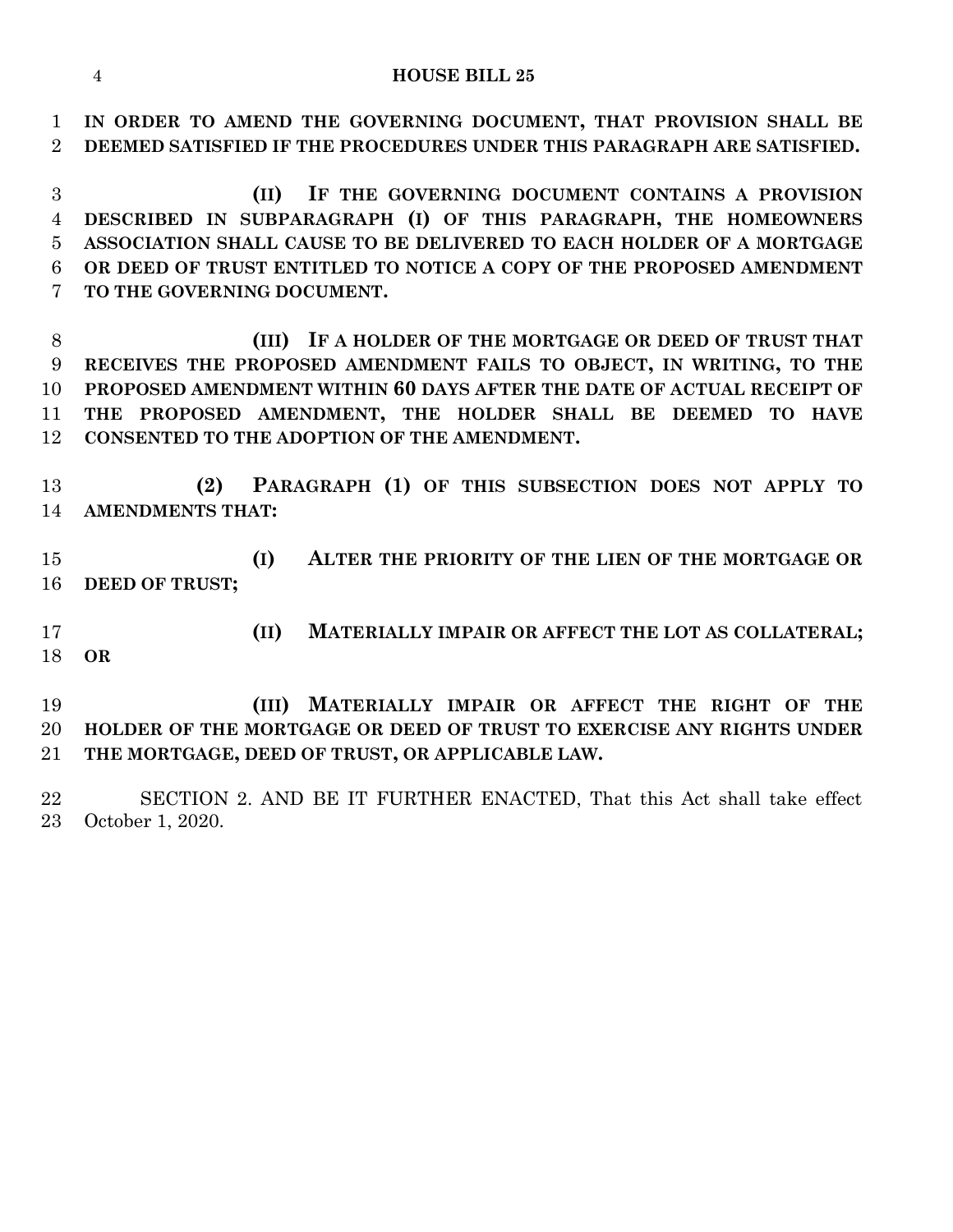**IN ORDER TO AMEND THE GOVERNING DOCUMENT, THAT PROVISION SHALL BE DEEMED SATISFIED IF THE PROCEDURES UNDER THIS PARAGRAPH ARE SATISFIED.**

**(II) IF THE GOVERNING DOCUMENT CONTAINS A PROVISION DESCRIBED IN SUBPARAGRAPH (I) OF THIS PARAGRAPH, THE HOMEOWNERS ASSOCIATION SHALL CAUSE TO BE DELIVERED TO EACH HOLDER OF A MORTGAGE OR DEED OF TRUST ENTITLED TO NOTICE A COPY OF THE PROPOSED AMENDMENT TO THE GOVERNING DOCUMENT.**

**(III) IF A HOLDER OF THE MORTGAGE OR DEED OF TRUST THAT RECEIVES THE PROPOSED AMENDMENT FAILS TO OBJECT, IN WRITING, TO THE PROPOSED AMENDMENT WITHIN 60 DAYS AFTER THE DATE OF ACTUAL RECEIPT OF THE PROPOSED AMENDMENT, THE HOLDER SHALL BE DEEMED TO HAVE CONSENTED TO THE ADOPTION OF THE AMENDMENT.**

**(2) PARAGRAPH (1) OF THIS SUBSECTION DOES NOT APPLY TO AMENDMENTS THAT:**

**(I) ALTER THE PRIORITY OF THE LIEN OF THE MORTGAGE OR DEED OF TRUST;**

**(II) MATERIALLY IMPAIR OR AFFECT THE LOT AS COLLATERAL; OR**

**(III) MATERIALLY IMPAIR OR AFFECT THE RIGHT OF THE HOLDER OF THE MORTGAGE OR DEED OF TRUST TO EXERCISE ANY RIGHTS UNDER THE MORTGAGE, DEED OF TRUST, OR APPLICABLE LAW.**

SECTION 2. AND BE IT FURTHER ENACTED, That this Act shall take effect October 1, 2020.